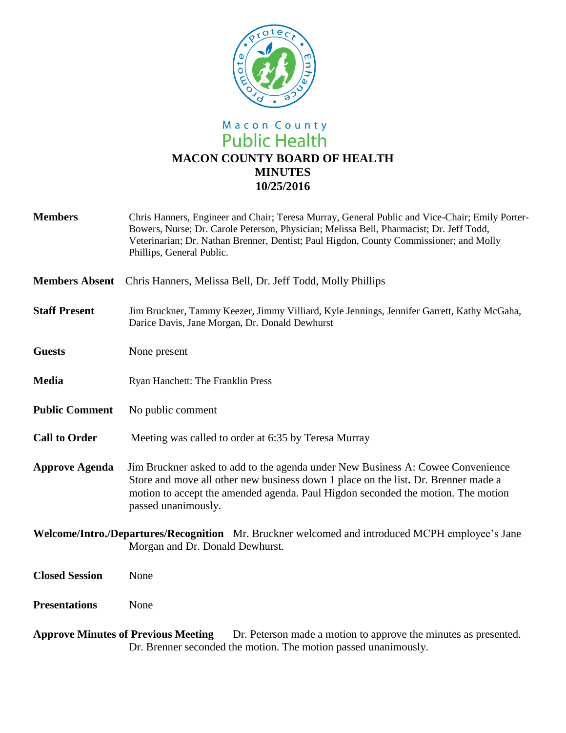Macon County
Public Health

# MACON COUNTY BOARD OF HEALTH
## MINUTES
## 10/25/2016

**Members** Chris Hanners, Engineer and Chair; Teresa Murray, General Public and Vice-Chair; Emily Porter-Bowers, Nurse; Dr. Carole Peterson, Physician; Melissa Bell, Pharmacist; Dr. Jeff Todd, Veterinarian; Dr. Nathan Brenner, Dentist; Paul Higdon, County Commissioner; and Molly Phillips, General Public.

**Members Absent** Chris Hanners, Melissa Bell, Dr. Jeff Todd, Molly Phillips

**Staff Present** Jim Bruckner, Tammy Keezer, Jimmy Villiard, Kyle Jennings, Jennifer Garrett, Kathy McGaha, Darice Davis, Jane Morgan, Dr. Donald Dewhurst

**Guests** None present

**Media** Ryan Hanchett: The Franklin Press

**Public Comment** No public comment

**Call to Order** Meeting was called to order at 6:35 by Teresa Murray

**Approve Agenda** Jim Bruckner asked to add to the agenda under New Business A: Cowee Convenience Store and move all other new business down 1 place on the list**.** Dr. Brenner made a motion to accept the amended agenda. Paul Higdon seconded the motion. The motion passed unanimously.

**Welcome/Intro./Departures/Recognition** Mr. Bruckner welcomed and introduced MCPH employee's Jane Morgan and Dr. Donald Dewhurst.

**Closed Session** None

**Presentations** None

**Approve Minutes of Previous Meeting** Dr. Peterson made a motion to approve the minutes as presented. Dr. Brenner seconded the motion. The motion passed unanimously.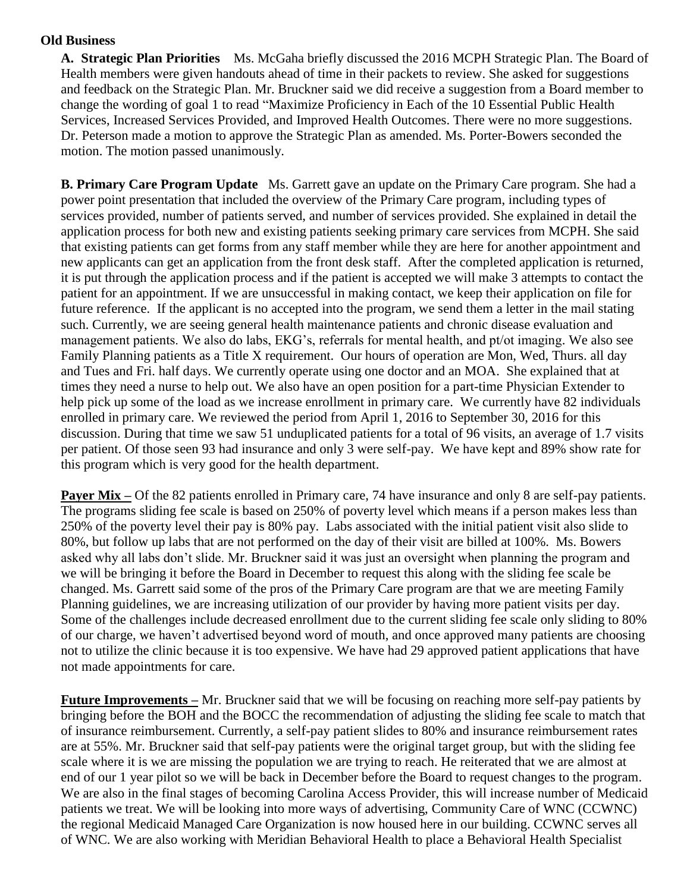**Old Business**

**A. Strategic Plan Priorities** Ms. McGaha briefly discussed the 2016 MCPH Strategic Plan. The Board of Health members were given handouts ahead of time in their packets to review. She asked for suggestions and feedback on the Strategic Plan. Mr. Bruckner said we did receive a suggestion from a Board member to change the wording of goal 1 to read "Maximize Proficiency in Each of the 10 Essential Public Health Services, Increased Services Provided, and Improved Health Outcomes. There were no more suggestions. Dr. Peterson made a motion to approve the Strategic Plan as amended. Ms. Porter-Bowers seconded the motion. The motion passed unanimously.

**B. Primary Care Program Update** Ms. Garrett gave an update on the Primary Care program. She had a power point presentation that included the overview of the Primary Care program, including types of services provided, number of patients served, and number of services provided. She explained in detail the application process for both new and existing patients seeking primary care services from MCPH. She said that existing patients can get forms from any staff member while they are here for another appointment and new applicants can get an application from the front desk staff. After the completed application is returned, it is put through the application process and if the patient is accepted we will make 3 attempts to contact the patient for an appointment. If we are unsuccessful in making contact, we keep their application on file for future reference. If the applicant is no accepted into the program, we send them a letter in the mail stating such. Currently, we are seeing general health maintenance patients and chronic disease evaluation and management patients. We also do labs, EKG's, referrals for mental health, and pt/ot imaging. We also see Family Planning patients as a Title X requirement. Our hours of operation are Mon, Wed, Thurs. all day and Tues and Fri. half days. We currently operate using one doctor and an MOA. She explained that at times they need a nurse to help out. We also have an open position for a part-time Physician Extender to help pick up some of the load as we increase enrollment in primary care. We currently have 82 individuals enrolled in primary care. We reviewed the period from April 1, 2016 to September 30, 2016 for this discussion. During that time we saw 51 unduplicated patients for a total of 96 visits, an average of 1.7 visits per patient. Of those seen 93 had insurance and only 3 were self-pay. We have kept and 89% show rate for this program which is very good for the health department.

**Payer Mix –** Of the 82 patients enrolled in Primary care, 74 have insurance and only 8 are self-pay patients. The programs sliding fee scale is based on 250% of poverty level which means if a person makes less than 250% of the poverty level their pay is 80% pay. Labs associated with the initial patient visit also slide to 80%, but follow up labs that are not performed on the day of their visit are billed at 100%. Ms. Bowers asked why all labs don't slide. Mr. Bruckner said it was just an oversight when planning the program and we will be bringing it before the Board in December to request this along with the sliding fee scale be changed. Ms. Garrett said some of the pros of the Primary Care program are that we are meeting Family Planning guidelines, we are increasing utilization of our provider by having more patient visits per day. Some of the challenges include decreased enrollment due to the current sliding fee scale only sliding to 80% of our charge, we haven't advertised beyond word of mouth, and once approved many patients are choosing not to utilize the clinic because it is too expensive. We have had 29 approved patient applications that have not made appointments for care.

**Future Improvements –** Mr. Bruckner said that we will be focusing on reaching more self-pay patients by bringing before the BOH and the BOCC the recommendation of adjusting the sliding fee scale to match that of insurance reimbursement. Currently, a self-pay patient slides to 80% and insurance reimbursement rates are at 55%. Mr. Bruckner said that self-pay patients were the original target group, but with the sliding fee scale where it is we are missing the population we are trying to reach. He reiterated that we are almost at end of our 1 year pilot so we will be back in December before the Board to request changes to the program. We are also in the final stages of becoming Carolina Access Provider, this will increase number of Medicaid patients we treat. We will be looking into more ways of advertising, Community Care of WNC (CCWNC) the regional Medicaid Managed Care Organization is now housed here in our building. CCWNC serves all of WNC. We are also working with Meridian Behavioral Health to place a Behavioral Health Specialist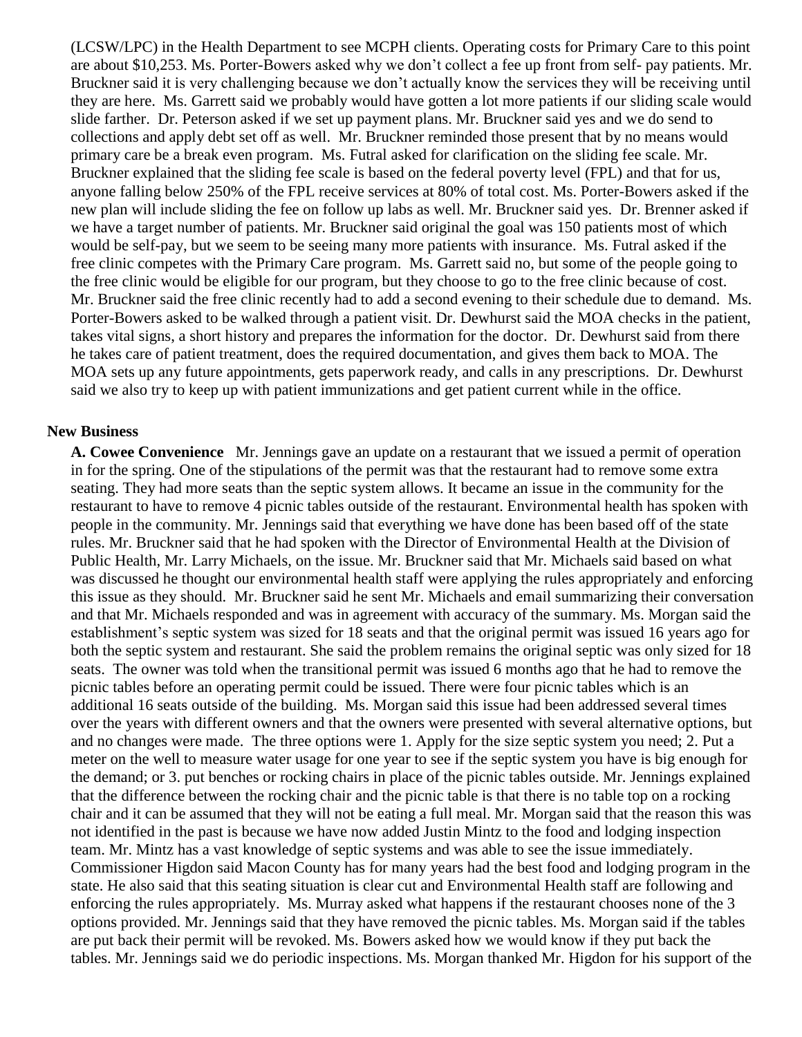(LCSW/LPC) in the Health Department to see MCPH clients. Operating costs for Primary Care to this point are about $10,253. Ms. Porter-Bowers asked why we don't collect a fee up front from self- pay patients. Mr. Bruckner said it is very challenging because we don't actually know the services they will be receiving until they are here. Ms. Garrett said we probably would have gotten a lot more patients if our sliding scale would slide farther. Dr. Peterson asked if we set up payment plans. Mr. Bruckner said yes and we do send to collections and apply debt set off as well. Mr. Bruckner reminded those present that by no means would primary care be a break even program. Ms. Futral asked for clarification on the sliding fee scale. Mr. Bruckner explained that the sliding fee scale is based on the federal poverty level (FPL) and that for us, anyone falling below 250% of the FPL receive services at 80% of total cost. Ms. Porter-Bowers asked if the new plan will include sliding the fee on follow up labs as well. Mr. Bruckner said yes. Dr. Brenner asked if we have a target number of patients. Mr. Bruckner said original the goal was 150 patients most of which would be self-pay, but we seem to be seeing many more patients with insurance. Ms. Futral asked if the free clinic competes with the Primary Care program. Ms. Garrett said no, but some of the people going to the free clinic would be eligible for our program, but they choose to go to the free clinic because of cost. Mr. Bruckner said the free clinic recently had to add a second evening to their schedule due to demand. Ms. Porter-Bowers asked to be walked through a patient visit. Dr. Dewhurst said the MOA checks in the patient, takes vital signs, a short history and prepares the information for the doctor. Dr. Dewhurst said from there he takes care of patient treatment, does the required documentation, and gives them back to MOA. The MOA sets up any future appointments, gets paperwork ready, and calls in any prescriptions. Dr. Dewhurst said we also try to keep up with patient immunizations and get patient current while in the office.

**New Business**

**A. Cowee Convenience** Mr. Jennings gave an update on a restaurant that we issued a permit of operation in for the spring. One of the stipulations of the permit was that the restaurant had to remove some extra seating. They had more seats than the septic system allows. It became an issue in the community for the restaurant to have to remove 4 picnic tables outside of the restaurant. Environmental health has spoken with people in the community. Mr. Jennings said that everything we have done has been based off of the state rules. Mr. Bruckner said that he had spoken with the Director of Environmental Health at the Division of Public Health, Mr. Larry Michaels, on the issue. Mr. Bruckner said that Mr. Michaels said based on what was discussed he thought our environmental health staff were applying the rules appropriately and enforcing this issue as they should. Mr. Bruckner said he sent Mr. Michaels and email summarizing their conversation and that Mr. Michaels responded and was in agreement with accuracy of the summary. Ms. Morgan said the establishment's septic system was sized for 18 seats and that the original permit was issued 16 years ago for both the septic system and restaurant. She said the problem remains the original septic was only sized for 18 seats. The owner was told when the transitional permit was issued 6 months ago that he had to remove the picnic tables before an operating permit could be issued. There were four picnic tables which is an additional 16 seats outside of the building. Ms. Morgan said this issue had been addressed several times over the years with different owners and that the owners were presented with several alternative options, but and no changes were made. The three options were 1. Apply for the size septic system you need; 2. Put a meter on the well to measure water usage for one year to see if the septic system you have is big enough for the demand; or 3. put benches or rocking chairs in place of the picnic tables outside. Mr. Jennings explained that the difference between the rocking chair and the picnic table is that there is no table top on a rocking chair and it can be assumed that they will not be eating a full meal. Mr. Morgan said that the reason this was not identified in the past is because we have now added Justin Mintz to the food and lodging inspection team. Mr. Mintz has a vast knowledge of septic systems and was able to see the issue immediately. Commissioner Higdon said Macon County has for many years had the best food and lodging program in the state. He also said that this seating situation is clear cut and Environmental Health staff are following and enforcing the rules appropriately. Ms. Murray asked what happens if the restaurant chooses none of the 3 options provided. Mr. Jennings said that they have removed the picnic tables. Ms. Morgan said if the tables are put back their permit will be revoked. Ms. Bowers asked how we would know if they put back the tables. Mr. Jennings said we do periodic inspections. Ms. Morgan thanked Mr. Higdon for his support of the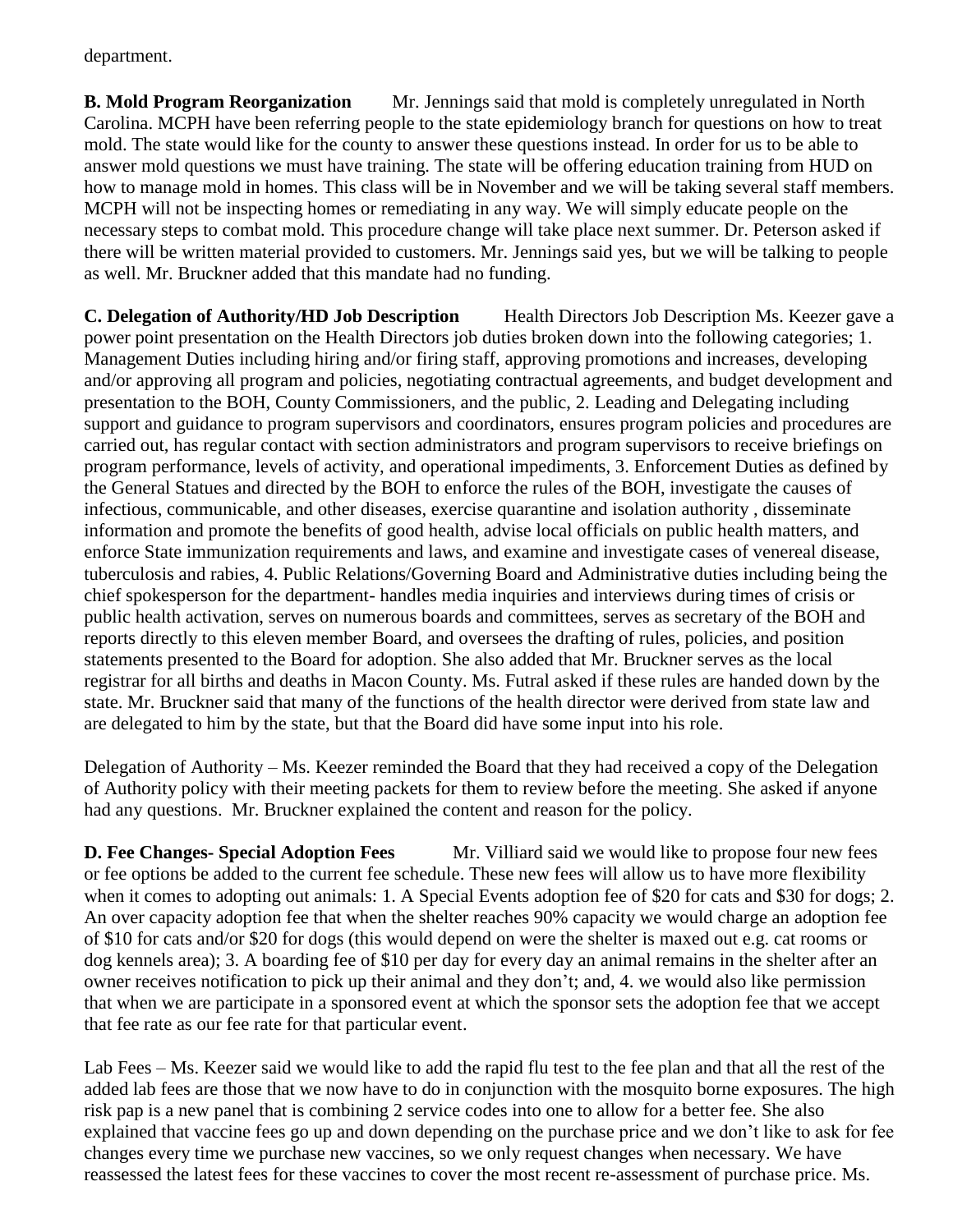department.

**B. Mold Program Reorganization** Mr. Jennings said that mold is completely unregulated in North Carolina. MCPH have been referring people to the state epidemiology branch for questions on how to treat mold. The state would like for the county to answer these questions instead. In order for us to be able to answer mold questions we must have training. The state will be offering education training from HUD on how to manage mold in homes. This class will be in November and we will be taking several staff members. MCPH will not be inspecting homes or remediating in any way. We will simply educate people on the necessary steps to combat mold. This procedure change will take place next summer. Dr. Peterson asked if there will be written material provided to customers. Mr. Jennings said yes, but we will be talking to people as well. Mr. Bruckner added that this mandate had no funding.

**C. Delegation of Authority/HD Job Description** Health Directors Job Description Ms. Keezer gave a power point presentation on the Health Directors job duties broken down into the following categories; 1. Management Duties including hiring and/or firing staff, approving promotions and increases, developing and/or approving all program and policies, negotiating contractual agreements, and budget development and presentation to the BOH, County Commissioners, and the public, 2. Leading and Delegating including support and guidance to program supervisors and coordinators, ensures program policies and procedures are carried out, has regular contact with section administrators and program supervisors to receive briefings on program performance, levels of activity, and operational impediments, 3. Enforcement Duties as defined by the General Statues and directed by the BOH to enforce the rules of the BOH, investigate the causes of infectious, communicable, and other diseases, exercise quarantine and isolation authority , disseminate information and promote the benefits of good health, advise local officials on public health matters, and enforce State immunization requirements and laws, and examine and investigate cases of venereal disease, tuberculosis and rabies, 4. Public Relations/Governing Board and Administrative duties including being the chief spokesperson for the department- handles media inquiries and interviews during times of crisis or public health activation, serves on numerous boards and committees, serves as secretary of the BOH and reports directly to this eleven member Board, and oversees the drafting of rules, policies, and position statements presented to the Board for adoption. She also added that Mr. Bruckner serves as the local registrar for all births and deaths in Macon County. Ms. Futral asked if these rules are handed down by the state. Mr. Bruckner said that many of the functions of the health director were derived from state law and are delegated to him by the state, but that the Board did have some input into his role.

Delegation of Authority – Ms. Keezer reminded the Board that they had received a copy of the Delegation of Authority policy with their meeting packets for them to review before the meeting. She asked if anyone had any questions. Mr. Bruckner explained the content and reason for the policy.

**D. Fee Changes- Special Adoption Fees** Mr. Villiard said we would like to propose four new fees or fee options be added to the current fee schedule. These new fees will allow us to have more flexibility when it comes to adopting out animals: 1. A Special Events adoption fee of $20 for cats and $30 for dogs; 2. An over capacity adoption fee that when the shelter reaches 90% capacity we would charge an adoption fee of $10 for cats and/or $20 for dogs (this would depend on were the shelter is maxed out e.g. cat rooms or dog kennels area); 3. A boarding fee of $10 per day for every day an animal remains in the shelter after an owner receives notification to pick up their animal and they don't; and, 4. we would also like permission that when we are participate in a sponsored event at which the sponsor sets the adoption fee that we accept that fee rate as our fee rate for that particular event.

Lab Fees – Ms. Keezer said we would like to add the rapid flu test to the fee plan and that all the rest of the added lab fees are those that we now have to do in conjunction with the mosquito borne exposures. The high risk pap is a new panel that is combining 2 service codes into one to allow for a better fee. She also explained that vaccine fees go up and down depending on the purchase price and we don't like to ask for fee changes every time we purchase new vaccines, so we only request changes when necessary. We have reassessed the latest fees for these vaccines to cover the most recent re-assessment of purchase price. Ms.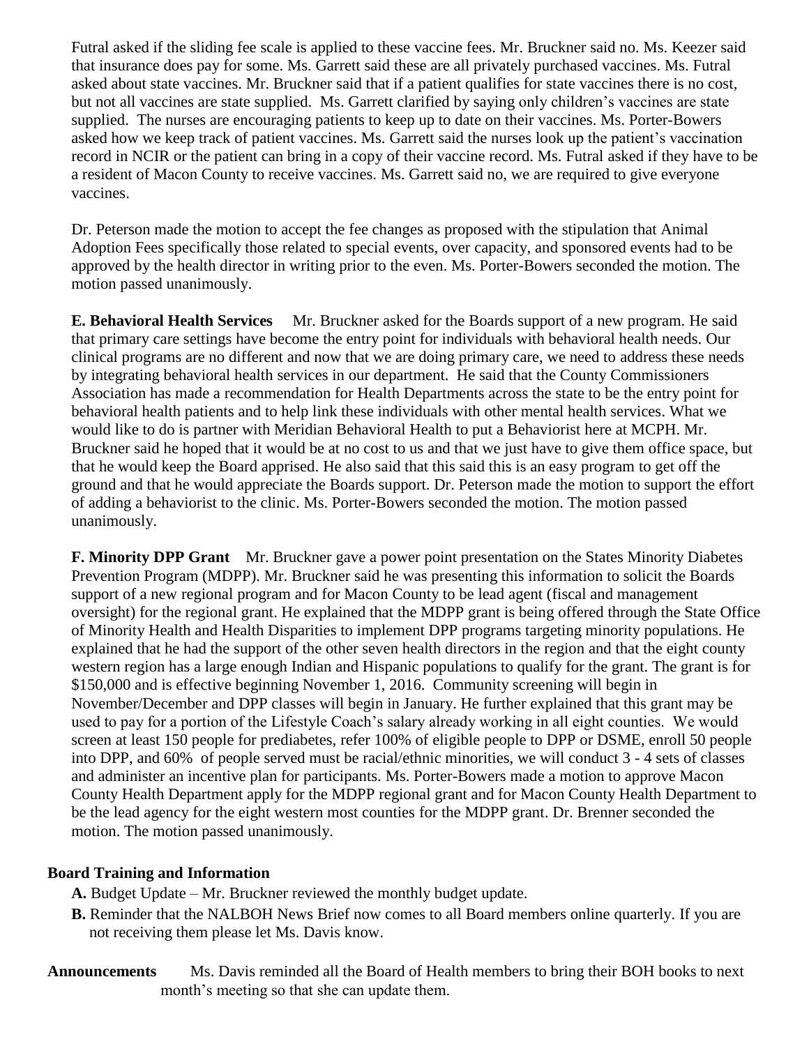Futral asked if the sliding fee scale is applied to these vaccine fees. Mr. Bruckner said no. Ms. Keezer said that insurance does pay for some. Ms. Garrett said these are all privately purchased vaccines. Ms. Futral asked about state vaccines. Mr. Bruckner said that if a patient qualifies for state vaccines there is no cost, but not all vaccines are state supplied. Ms. Garrett clarified by saying only children's vaccines are state supplied. The nurses are encouraging patients to keep up to date on their vaccines. Ms. Porter-Bowers asked how we keep track of patient vaccines. Ms. Garrett said the nurses look up the patient's vaccination record in NCIR or the patient can bring in a copy of their vaccine record. Ms. Futral asked if they have to be a resident of Macon County to receive vaccines. Ms. Garrett said no, we are required to give everyone vaccines.

Dr. Peterson made the motion to accept the fee changes as proposed with the stipulation that Animal Adoption Fees specifically those related to special events, over capacity, and sponsored events had to be approved by the health director in writing prior to the even. Ms. Porter-Bowers seconded the motion. The motion passed unanimously.

**E. Behavioral Health Services** Mr. Bruckner asked for the Boards support of a new program. He said that primary care settings have become the entry point for individuals with behavioral health needs. Our clinical programs are no different and now that we are doing primary care, we need to address these needs by integrating behavioral health services in our department. He said that the County Commissioners Association has made a recommendation for Health Departments across the state to be the entry point for behavioral health patients and to help link these individuals with other mental health services. What we would like to do is partner with Meridian Behavioral Health to put a Behaviorist here at MCPH. Mr. Bruckner said he hoped that it would be at no cost to us and that we just have to give them office space, but that he would keep the Board apprised. He also said that this said this is an easy program to get off the ground and that he would appreciate the Boards support. Dr. Peterson made the motion to support the effort of adding a behaviorist to the clinic. Ms. Porter-Bowers seconded the motion. The motion passed unanimously.

**F. Minority DPP Grant** Mr. Bruckner gave a power point presentation on the States Minority Diabetes Prevention Program (MDPP). Mr. Bruckner said he was presenting this information to solicit the Boards support of a new regional program and for Macon County to be lead agent (fiscal and management oversight) for the regional grant. He explained that the MDPP grant is being offered through the State Office of Minority Health and Health Disparities to implement DPP programs targeting minority populations. He explained that he had the support of the other seven health directors in the region and that the eight county western region has a large enough Indian and Hispanic populations to qualify for the grant. The grant is for $150,000 and is effective beginning November 1, 2016. Community screening will begin in November/December and DPP classes will begin in January. He further explained that this grant may be used to pay for a portion of the Lifestyle Coach's salary already working in all eight counties. We would screen at least 150 people for prediabetes, refer 100% of eligible people to DPP or DSME, enroll 50 people into DPP, and 60% of people served must be racial/ethnic minorities, we will conduct 3 - 4 sets of classes and administer an incentive plan for participants. Ms. Porter-Bowers made a motion to approve Macon County Health Department apply for the MDPP regional grant and for Macon County Health Department to be the lead agency for the eight western most counties for the MDPP grant. Dr. Brenner seconded the motion. The motion passed unanimously.

## Board Training and Information

**A.** Budget Update – Mr. Bruckner reviewed the monthly budget update.

**B.** Reminder that the NALBOH News Brief now comes to all Board members online quarterly. If you are not receiving them please let Ms. Davis know.

**Announcements** Ms. Davis reminded all the Board of Health members to bring their BOH books to next month's meeting so that she can update them.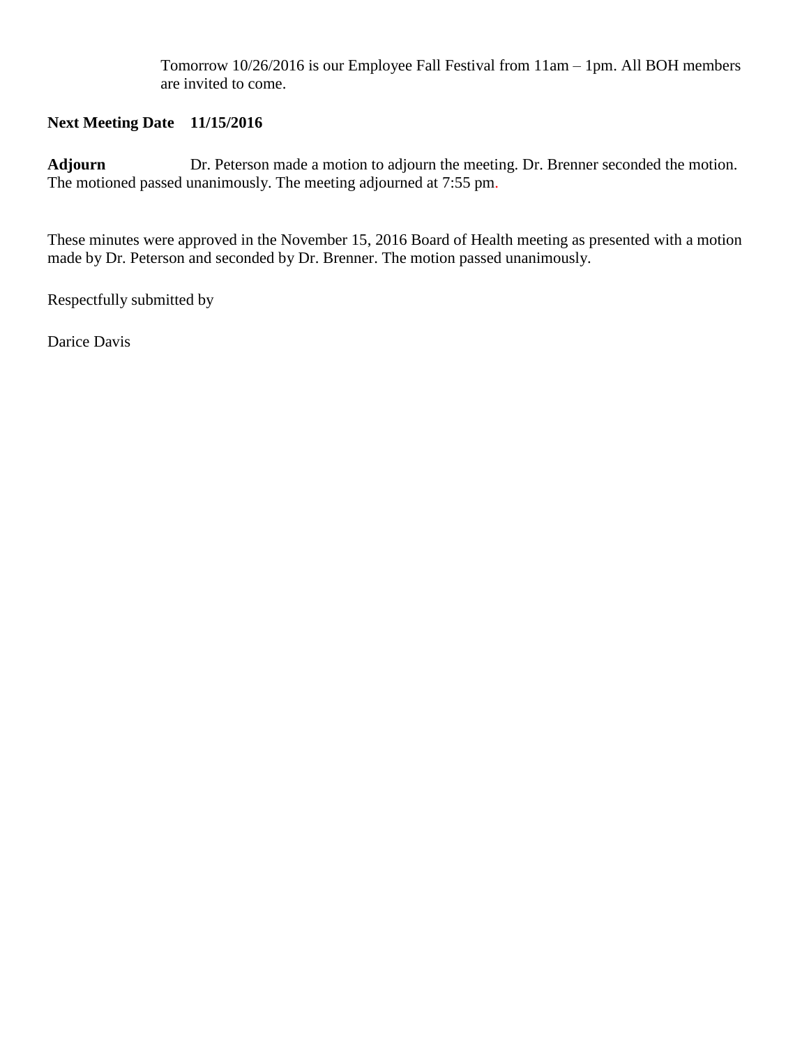Tomorrow 10/26/2016 is our Employee Fall Festival from 11am – 1pm. All BOH members are invited to come.

**Next Meeting Date 11/15/2016**

**Adjourn** Dr. Peterson made a motion to adjourn the meeting. Dr. Brenner seconded the motion. The motioned passed unanimously. The meeting adjourned at 7:55 pm.

These minutes were approved in the November 15, 2016 Board of Health meeting as presented with a motion made by Dr. Peterson and seconded by Dr. Brenner. The motion passed unanimously.

Respectfully submitted by

Darice Davis